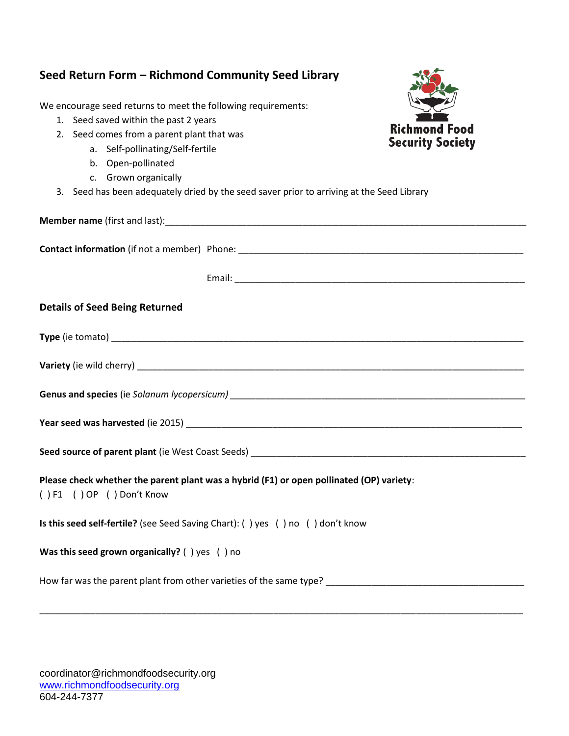## Seed Return Form – Richmond Community Seed Library

Richmond Food Security Society

We encourage seed returns to meet the following requirements:

1. Seed saved within the past 2 years
2. Seed comes from a parent plant that was
   a. Self-pollinating/Self-fertile
   b. Open-pollinated
   c. Grown organically
3. Seed has been adequately dried by the seed saver prior to arriving at the Seed Library

**Member name** (first and last):___________________________________________________________

**Contact information** (if not a member) Phone: _______________________________________________

Email: _______________________________________________

### Details of Seed Being Returned

**Type** (ie tomato) ___________________________________________________________________

**Variety** (ie wild cherry) _______________________________________________________________

**Genus and species** (ie *Solanum lycopersicum)* ______________________________________________

**Year seed was harvested** (ie 2015) _______________________________________________________

**Seed source of parent plant** (ie West Coast Seeds) ___________________________________________

**Please check whether the parent plant was a hybrid (F1) or open pollinated (OP) variety**:
( ) F1 ( ) OP ( ) Don't Know

**Is this seed self-fertile?** (see Seed Saving Chart): ( ) yes ( ) no ( ) don't know

**Was this seed grown organically?** ( ) yes ( ) no

How far was the parent plant from other varieties of the same type? ______________________________

_____________________________________________________________________________________

coordinator@richmondfoodsecurity.org
www.richmondfoodsecurity.org
604-244-7377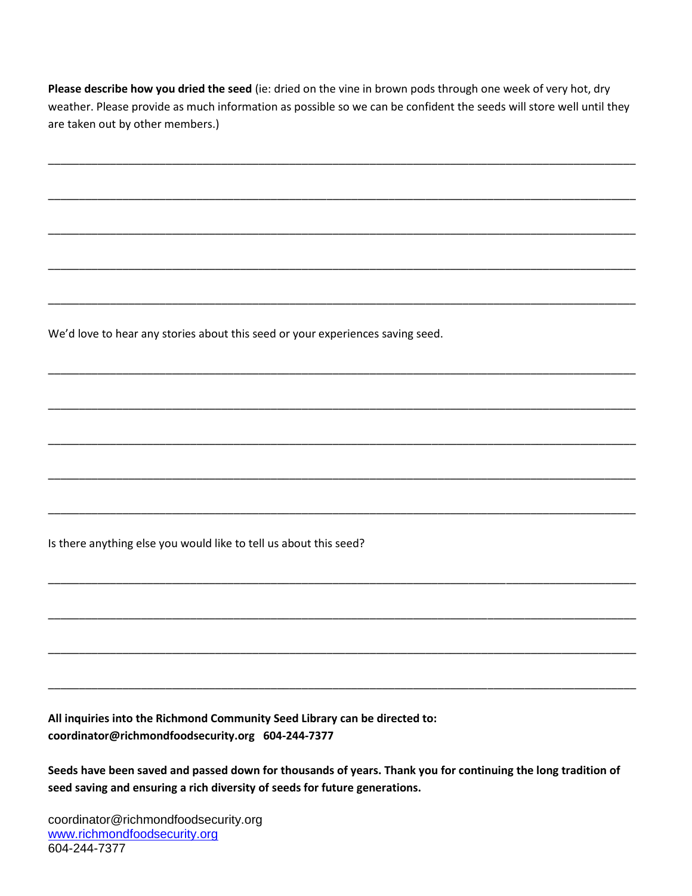**Please describe how you dried the seed** (ie: dried on the vine in brown pods through one week of very hot, dry weather. Please provide as much information as possible so we can be confident the seeds will store well until they are taken out by other members.)

______________________________________________________________________________________

______________________________________________________________________________________

______________________________________________________________________________________

______________________________________________________________________________________

______________________________________________________________________________________

We'd love to hear any stories about this seed or your experiences saving seed.

______________________________________________________________________________________

______________________________________________________________________________________

______________________________________________________________________________________

______________________________________________________________________________________

______________________________________________________________________________________

Is there anything else you would like to tell us about this seed?

______________________________________________________________________________________

______________________________________________________________________________________

______________________________________________________________________________________

______________________________________________________________________________________

**All inquiries into the Richmond Community Seed Library can be directed to:**
**coordinator@richmondfoodsecurity.org   604-244-7377**

**Seeds have been saved and passed down for thousands of years. Thank you for continuing the long tradition of seed saving and ensuring a rich diversity of seeds for future generations.**

coordinator@richmondfoodsecurity.org
[www.richmondfoodsecurity.org](http://www.richmondfoodsecurity.org)
604-244-7377